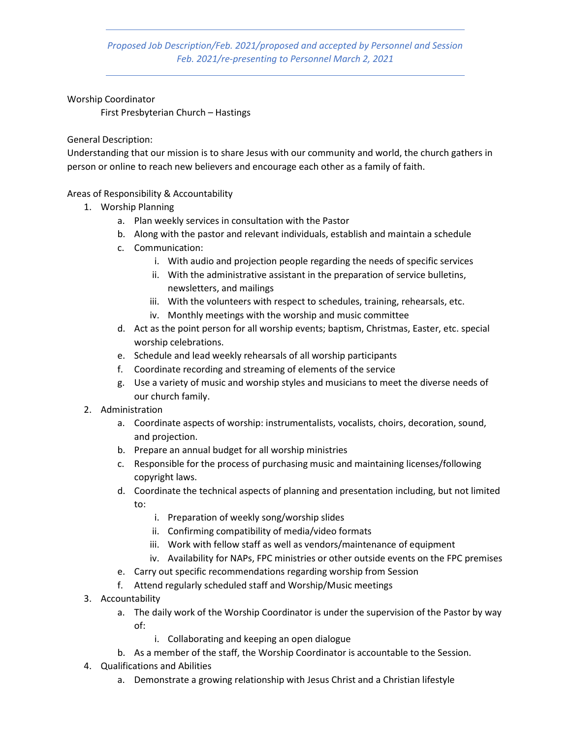---

*Proposed Job Description/Feb. 2021/proposed and accepted by Personnel and Session Feb. 2021/re-presenting to Personnel March 2, 2021*

---

Worship Coordinator

First Presbyterian Church – Hastings

General Description:

Understanding that our mission is to share Jesus with our community and world, the church gathers in person or online to reach new believers and encourage each other as a family of faith.

Areas of Responsibility & Accountability

1. Worship Planning
   a. Plan weekly services in consultation with the Pastor
   b. Along with the pastor and relevant individuals, establish and maintain a schedule
   c. Communication:
      i. With audio and projection people regarding the needs of specific services
      ii. With the administrative assistant in the preparation of service bulletins, newsletters, and mailings
      iii. With the volunteers with respect to schedules, training, rehearsals, etc.
      iv. Monthly meetings with the worship and music committee
   d. Act as the point person for all worship events; baptism, Christmas, Easter, etc. special worship celebrations.
   e. Schedule and lead weekly rehearsals of all worship participants
   f. Coordinate recording and streaming of elements of the service
   g. Use a variety of music and worship styles and musicians to meet the diverse needs of our church family.
2. Administration
   a. Coordinate aspects of worship: instrumentalists, vocalists, choirs, decoration, sound, and projection.
   b. Prepare an annual budget for all worship ministries
   c. Responsible for the process of purchasing music and maintaining licenses/following copyright laws.
   d. Coordinate the technical aspects of planning and presentation including, but not limited to:
      i. Preparation of weekly song/worship slides
      ii. Confirming compatibility of media/video formats
      iii. Work with fellow staff as well as vendors/maintenance of equipment
      iv. Availability for NAPs, FPC ministries or other outside events on the FPC premises
   e. Carry out specific recommendations regarding worship from Session
   f. Attend regularly scheduled staff and Worship/Music meetings
3. Accountability
   a. The daily work of the Worship Coordinator is under the supervision of the Pastor by way of:
      i. Collaborating and keeping an open dialogue
   b. As a member of the staff, the Worship Coordinator is accountable to the Session.
4. Qualifications and Abilities
   a. Demonstrate a growing relationship with Jesus Christ and a Christian lifestyle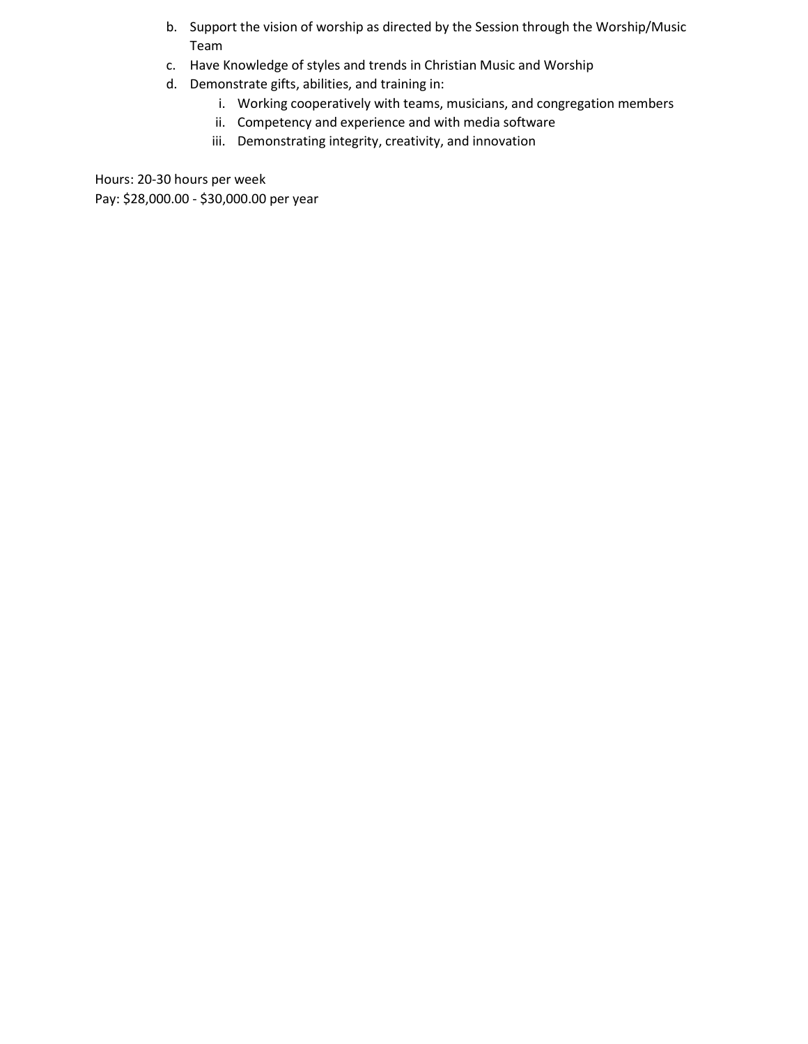b. Support the vision of worship as directed by the Session through the Worship/Music Team
c. Have Knowledge of styles and trends in Christian Music and Worship
d. Demonstrate gifts, abilities, and training in:
    i. Working cooperatively with teams, musicians, and congregation members
    ii. Competency and experience and with media software
    iii. Demonstrating integrity, creativity, and innovation

Hours: 20-30 hours per week
Pay: $28,000.00 - $30,000.00 per year